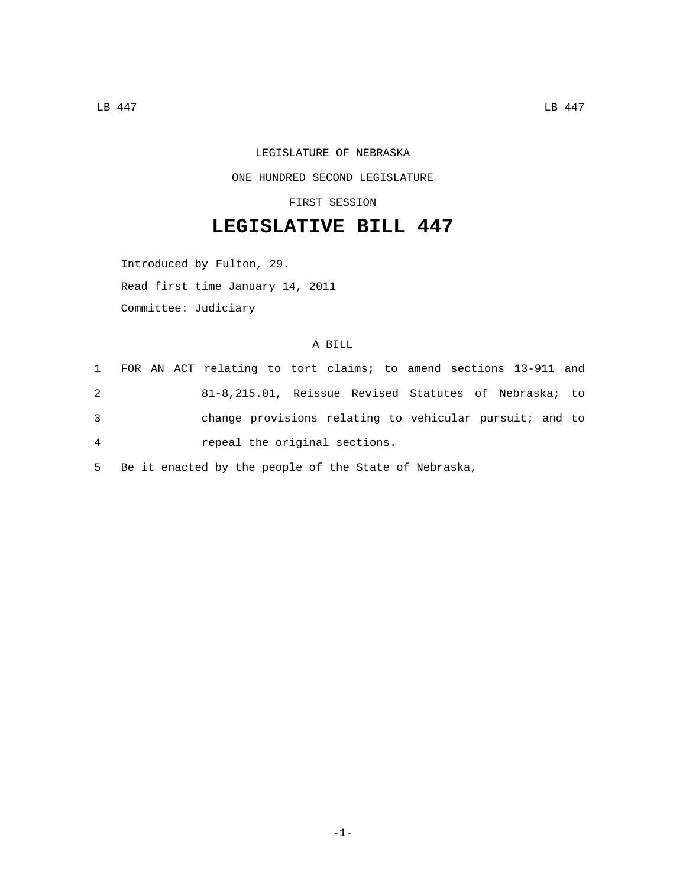LEGISLATURE OF NEBRASKA

ONE HUNDRED SECOND LEGISLATURE

FIRST SESSION

# LEGISLATIVE BILL 447

Introduced by Fulton, 29.

Read first time January 14, 2011

Committee: Judiciary

A BILL

1 FOR AN ACT relating to tort claims; to amend sections 13-911 and
2 81-8,215.01, Reissue Revised Statutes of Nebraska; to
3 change provisions relating to vehicular pursuit; and to
4 repeal the original sections.
5 Be it enacted by the people of the State of Nebraska,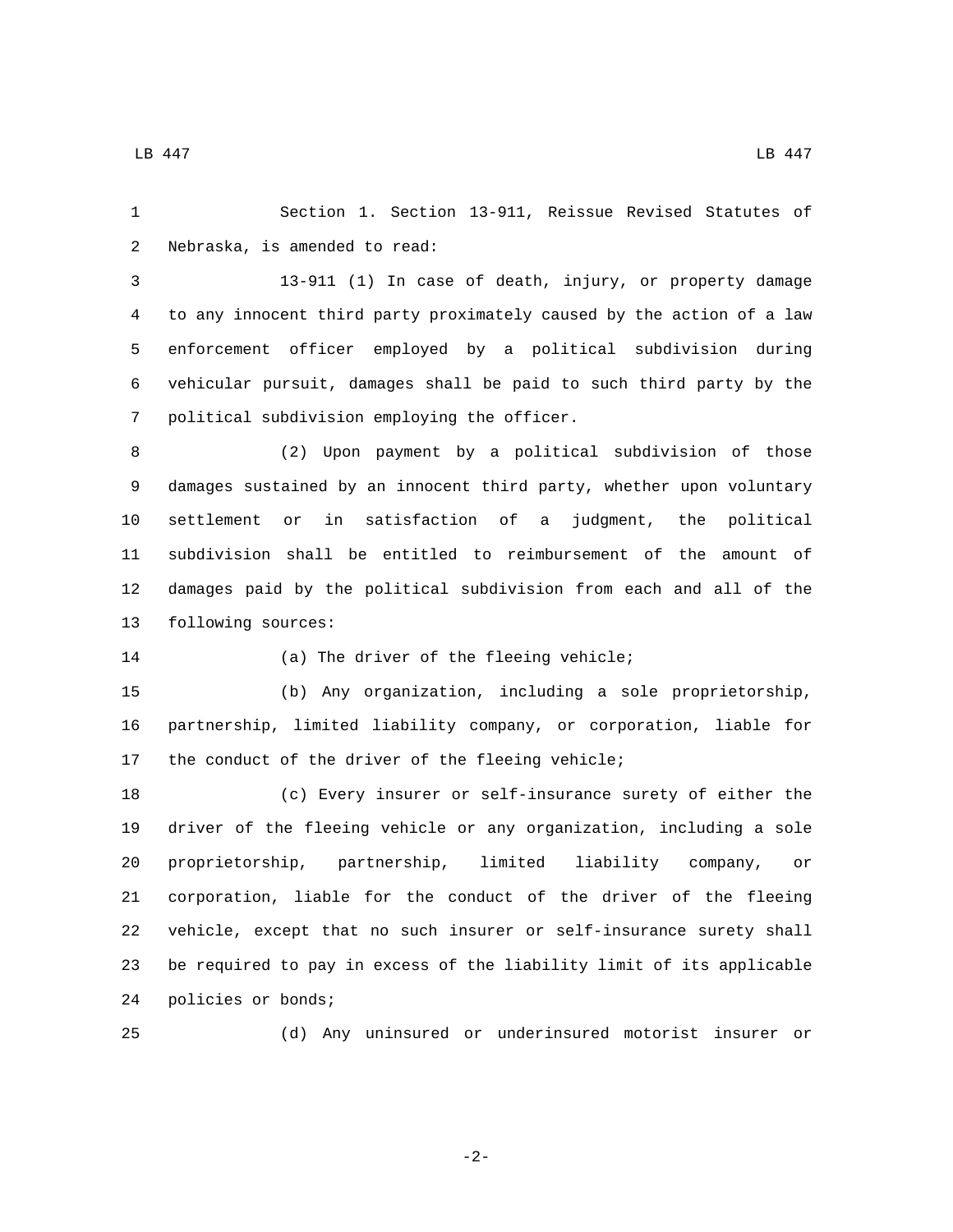Section 1. Section 13-911, Reissue Revised Statutes of Nebraska, is amended to read:

13-911 (1) In case of death, injury, or property damage to any innocent third party proximately caused by the action of a law enforcement officer employed by a political subdivision during vehicular pursuit, damages shall be paid to such third party by the political subdivision employing the officer.

(2) Upon payment by a political subdivision of those damages sustained by an innocent third party, whether upon voluntary settlement or in satisfaction of a judgment, the political subdivision shall be entitled to reimbursement of the amount of damages paid by the political subdivision from each and all of the following sources:

(a) The driver of the fleeing vehicle;

(b) Any organization, including a sole proprietorship, partnership, limited liability company, or corporation, liable for the conduct of the driver of the fleeing vehicle;

(c) Every insurer or self-insurance surety of either the driver of the fleeing vehicle or any organization, including a sole proprietorship, partnership, limited liability company, or corporation, liable for the conduct of the driver of the fleeing vehicle, except that no such insurer or self-insurance surety shall be required to pay in excess of the liability limit of its applicable policies or bonds;

(d) Any uninsured or underinsured motorist insurer or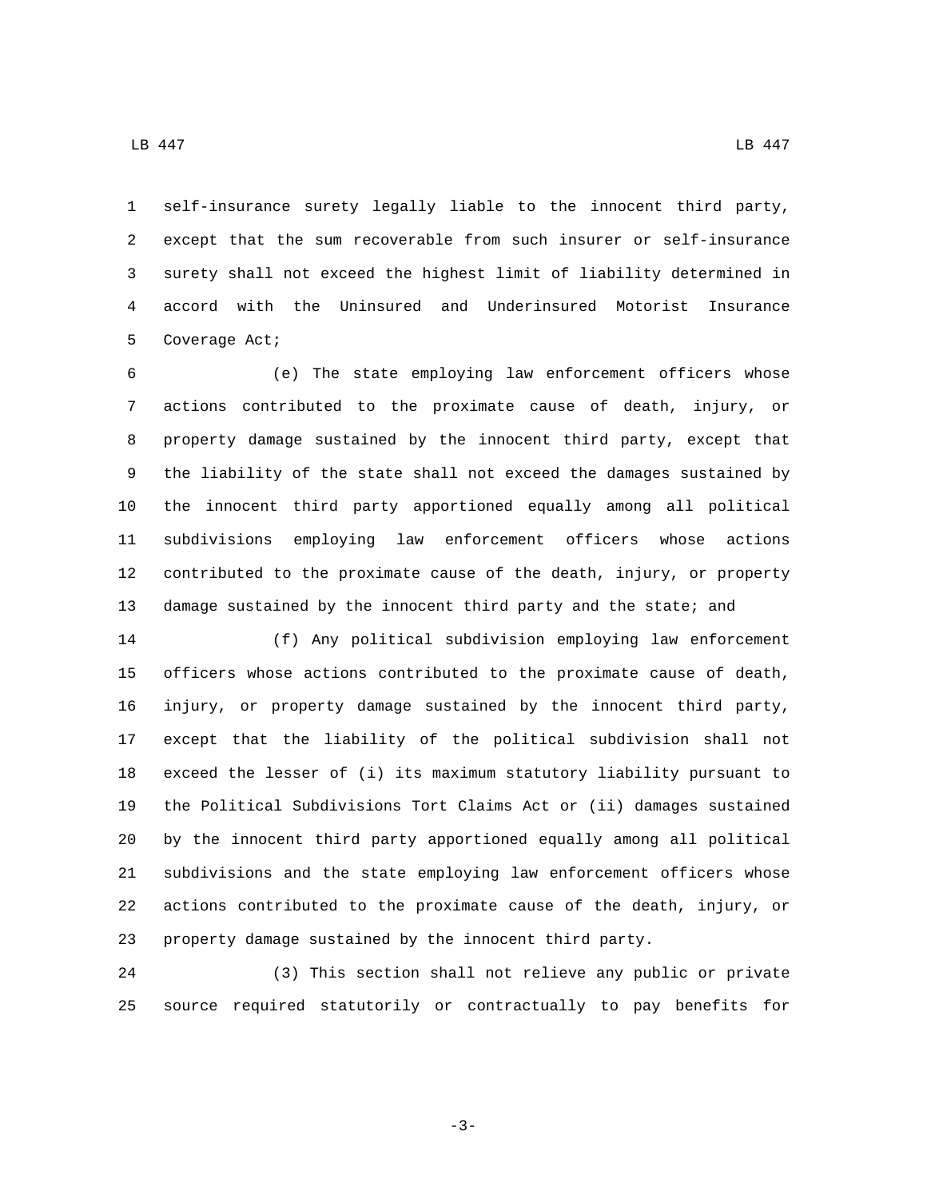self-insurance surety legally liable to the innocent third party, except that the sum recoverable from such insurer or self-insurance surety shall not exceed the highest limit of liability determined in accord with the Uninsured and Underinsured Motorist Insurance Coverage Act;

(e) The state employing law enforcement officers whose actions contributed to the proximate cause of death, injury, or property damage sustained by the innocent third party, except that the liability of the state shall not exceed the damages sustained by the innocent third party apportioned equally among all political subdivisions employing law enforcement officers whose actions contributed to the proximate cause of the death, injury, or property damage sustained by the innocent third party and the state; and

(f) Any political subdivision employing law enforcement officers whose actions contributed to the proximate cause of death, injury, or property damage sustained by the innocent third party, except that the liability of the political subdivision shall not exceed the lesser of (i) its maximum statutory liability pursuant to the Political Subdivisions Tort Claims Act or (ii) damages sustained by the innocent third party apportioned equally among all political subdivisions and the state employing law enforcement officers whose actions contributed to the proximate cause of the death, injury, or property damage sustained by the innocent third party.

(3) This section shall not relieve any public or private source required statutorily or contractually to pay benefits for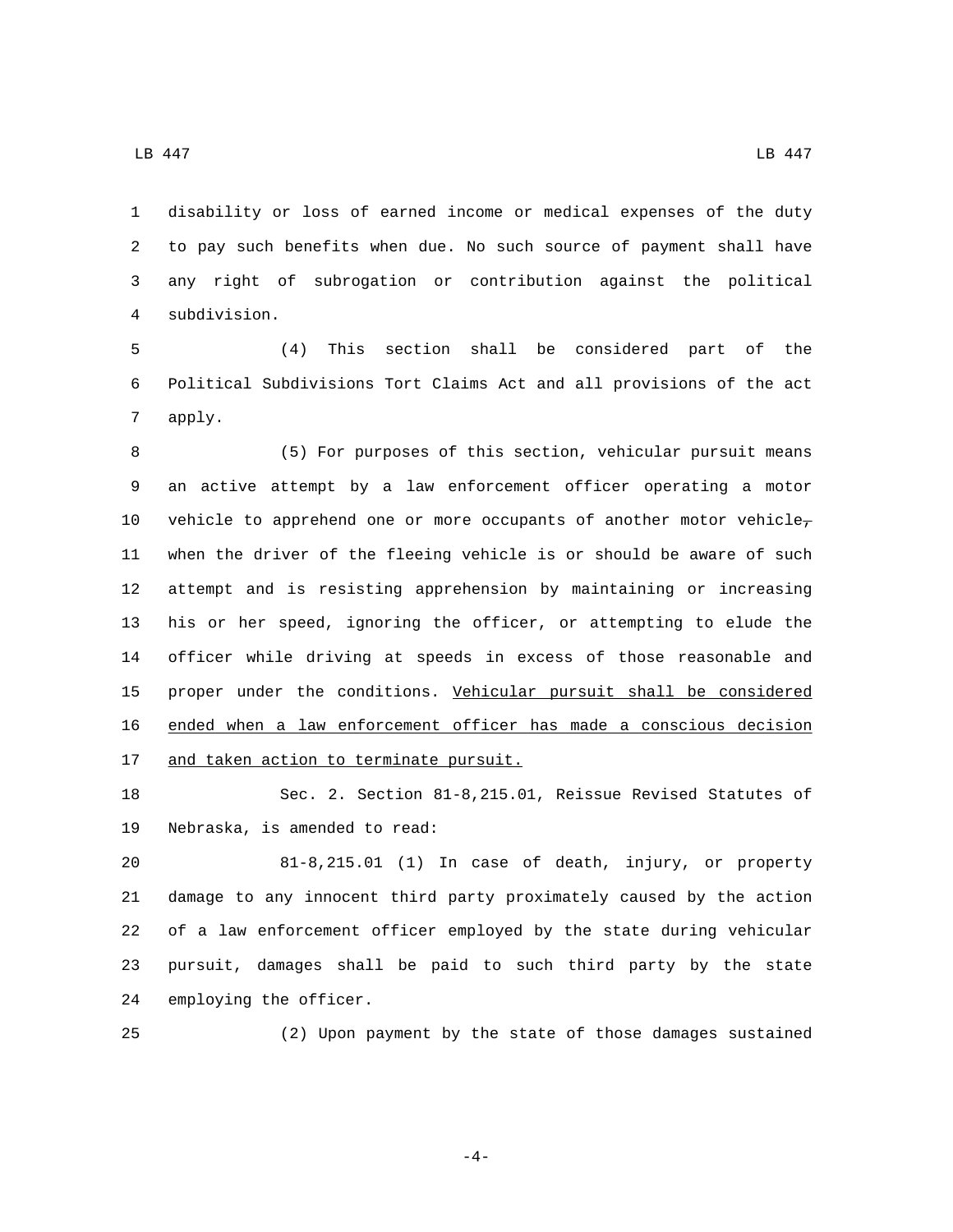disability or loss of earned income or medical expenses of the duty to pay such benefits when due. No such source of payment shall have any right of subrogation or contribution against the political subdivision.

(4) This section shall be considered part of the Political Subdivisions Tort Claims Act and all provisions of the act apply.

(5) For purposes of this section, vehicular pursuit means an active attempt by a law enforcement officer operating a motor vehicle to apprehend one or more occupants of another motor vehicle~~,~~ when the driver of the fleeing vehicle is or should be aware of such attempt and is resisting apprehension by maintaining or increasing his or her speed, ignoring the officer, or attempting to elude the officer while driving at speeds in excess of those reasonable and proper under the conditions. Vehicular pursuit shall be considered ended when a law enforcement officer has made a conscious decision and taken action to terminate pursuit.

Sec. 2. Section 81-8,215.01, Reissue Revised Statutes of Nebraska, is amended to read:

81-8,215.01 (1) In case of death, injury, or property damage to any innocent third party proximately caused by the action of a law enforcement officer employed by the state during vehicular pursuit, damages shall be paid to such third party by the state employing the officer.

(2) Upon payment by the state of those damages sustained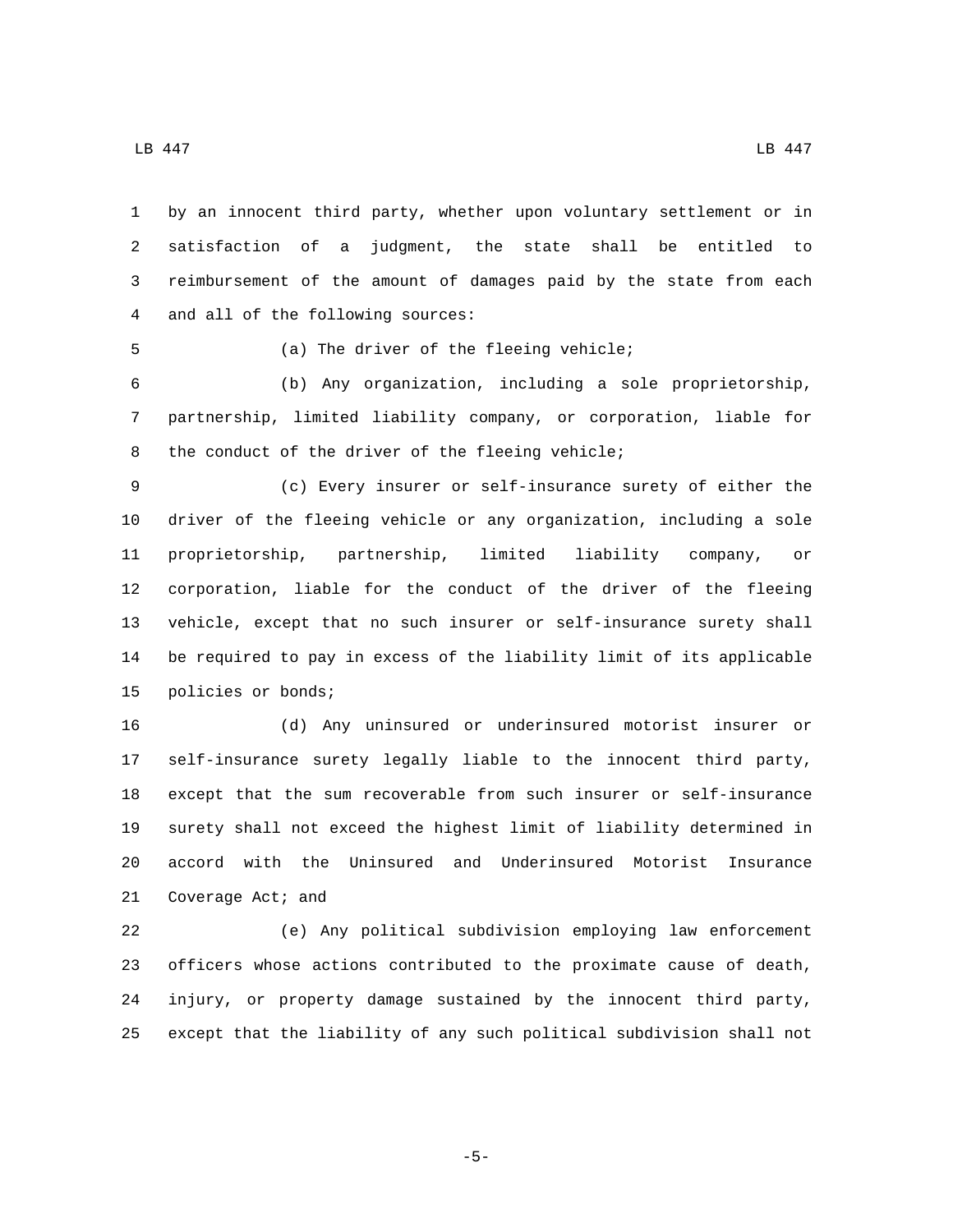by an innocent third party, whether upon voluntary settlement or in satisfaction of a judgment, the state shall be entitled to reimbursement of the amount of damages paid by the state from each and all of the following sources:

(a) The driver of the fleeing vehicle;

(b) Any organization, including a sole proprietorship, partnership, limited liability company, or corporation, liable for the conduct of the driver of the fleeing vehicle;

(c) Every insurer or self-insurance surety of either the driver of the fleeing vehicle or any organization, including a sole proprietorship, partnership, limited liability company, or corporation, liable for the conduct of the driver of the fleeing vehicle, except that no such insurer or self-insurance surety shall be required to pay in excess of the liability limit of its applicable policies or bonds;

(d) Any uninsured or underinsured motorist insurer or self-insurance surety legally liable to the innocent third party, except that the sum recoverable from such insurer or self-insurance surety shall not exceed the highest limit of liability determined in accord with the Uninsured and Underinsured Motorist Insurance Coverage Act; and

(e) Any political subdivision employing law enforcement officers whose actions contributed to the proximate cause of death, injury, or property damage sustained by the innocent third party, except that the liability of any such political subdivision shall not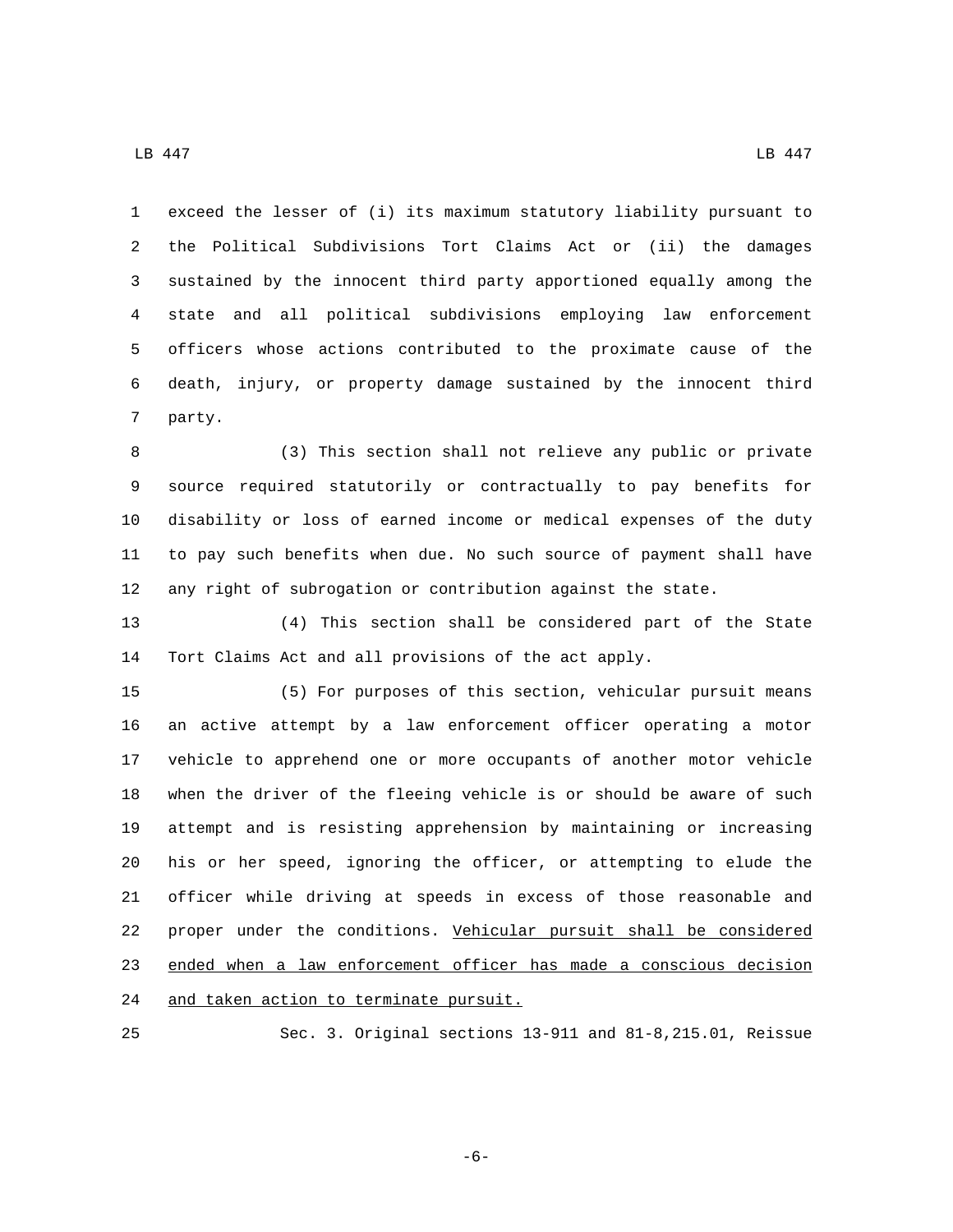exceed the lesser of (i) its maximum statutory liability pursuant to the Political Subdivisions Tort Claims Act or (ii) the damages sustained by the innocent third party apportioned equally among the state and all political subdivisions employing law enforcement officers whose actions contributed to the proximate cause of the death, injury, or property damage sustained by the innocent third party.

(3) This section shall not relieve any public or private source required statutorily or contractually to pay benefits for disability or loss of earned income or medical expenses of the duty to pay such benefits when due. No such source of payment shall have any right of subrogation or contribution against the state.

(4) This section shall be considered part of the State Tort Claims Act and all provisions of the act apply.

(5) For purposes of this section, vehicular pursuit means an active attempt by a law enforcement officer operating a motor vehicle to apprehend one or more occupants of another motor vehicle when the driver of the fleeing vehicle is or should be aware of such attempt and is resisting apprehension by maintaining or increasing his or her speed, ignoring the officer, or attempting to elude the officer while driving at speeds in excess of those reasonable and proper under the conditions. Vehicular pursuit shall be considered ended when a law enforcement officer has made a conscious decision and taken action to terminate pursuit.

Sec. 3. Original sections 13-911 and 81-8,215.01, Reissue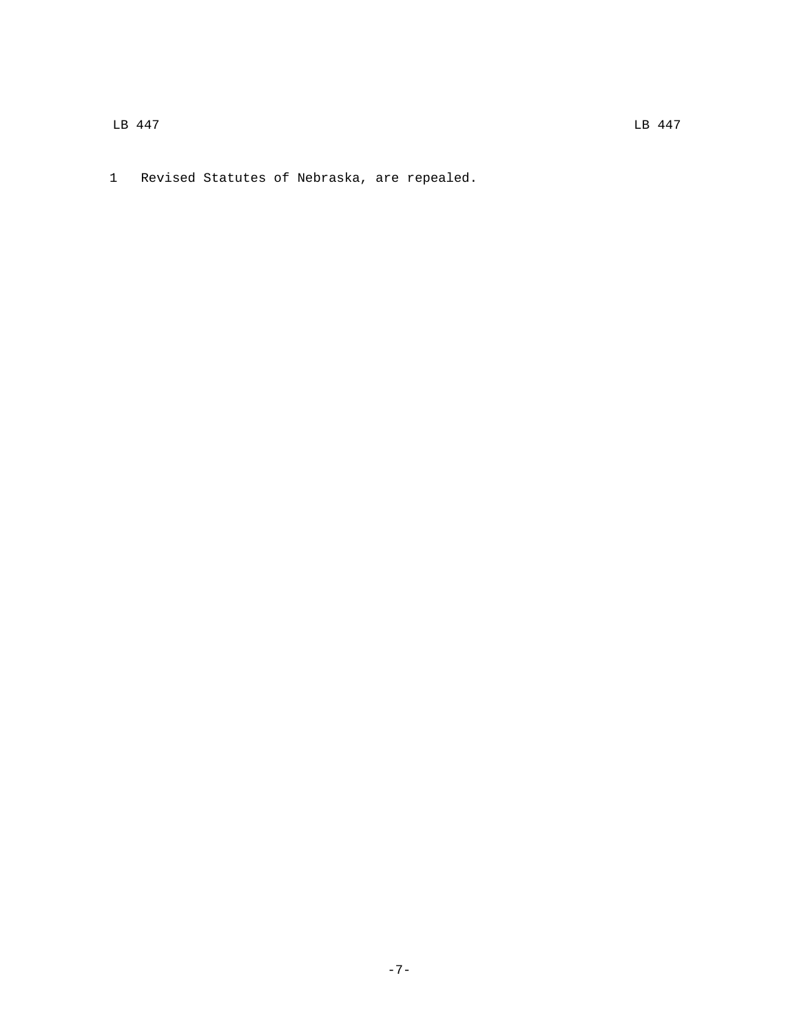Revised Statutes of Nebraska, are repealed.